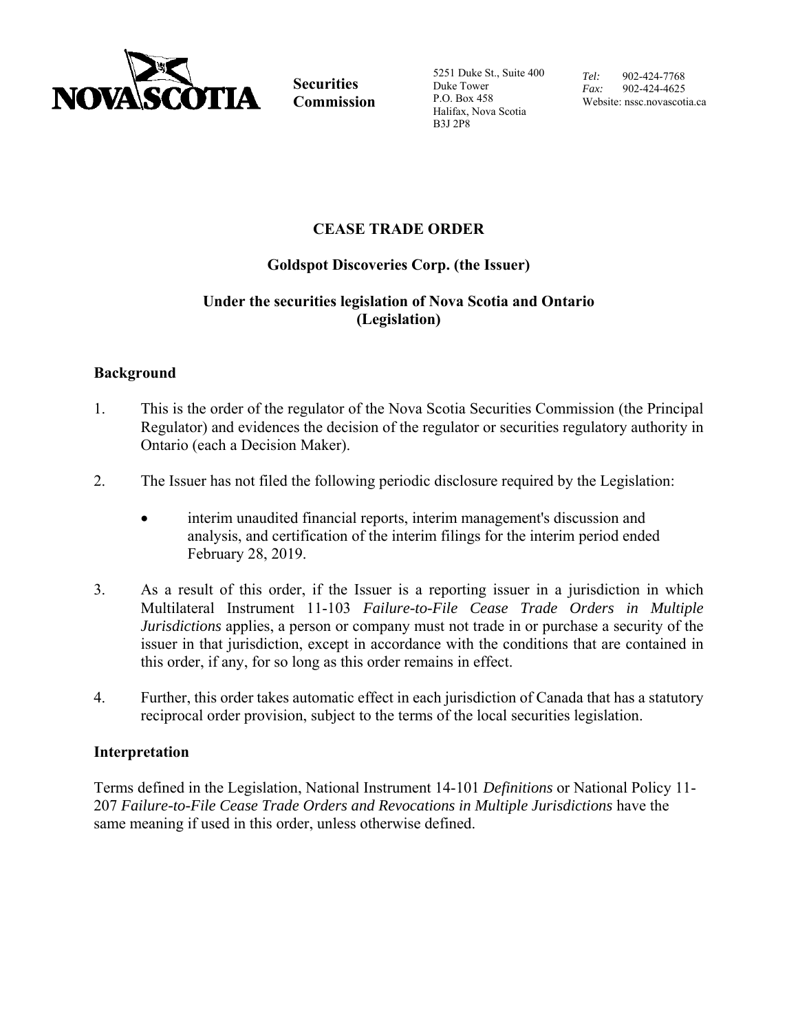**Securities Commission**

5251 Duke St., Suite 400
Duke Tower
P.O. Box 458
Halifax, Nova Scotia
B3J 2P8

*Tel:* 902-424-7768
*Fax:* 902-424-4625
Website: nssc.novascotia.ca

# CEASE TRADE ORDER

## Goldspot Discoveries Corp. (the Issuer)

## Under the securities legislation of Nova Scotia and Ontario (Legislation)

### Background

1. This is the order of the regulator of the Nova Scotia Securities Commission (the Principal Regulator) and evidences the decision of the regulator or securities regulatory authority in Ontario (each a Decision Maker).

2. The Issuer has not filed the following periodic disclosure required by the Legislation:

   - interim unaudited financial reports, interim management's discussion and analysis, and certification of the interim filings for the interim period ended February 28, 2019.

3. As a result of this order, if the Issuer is a reporting issuer in a jurisdiction in which Multilateral Instrument 11-103 *Failure-to-File Cease Trade Orders in Multiple Jurisdictions* applies, a person or company must not trade in or purchase a security of the issuer in that jurisdiction, except in accordance with the conditions that are contained in this order, if any, for so long as this order remains in effect.

4. Further, this order takes automatic effect in each jurisdiction of Canada that has a statutory reciprocal order provision, subject to the terms of the local securities legislation.

### Interpretation

Terms defined in the Legislation, National Instrument 14-101 *Definitions* or National Policy 11-207 *Failure-to-File Cease Trade Orders and Revocations in Multiple Jurisdictions* have the same meaning if used in this order, unless otherwise defined.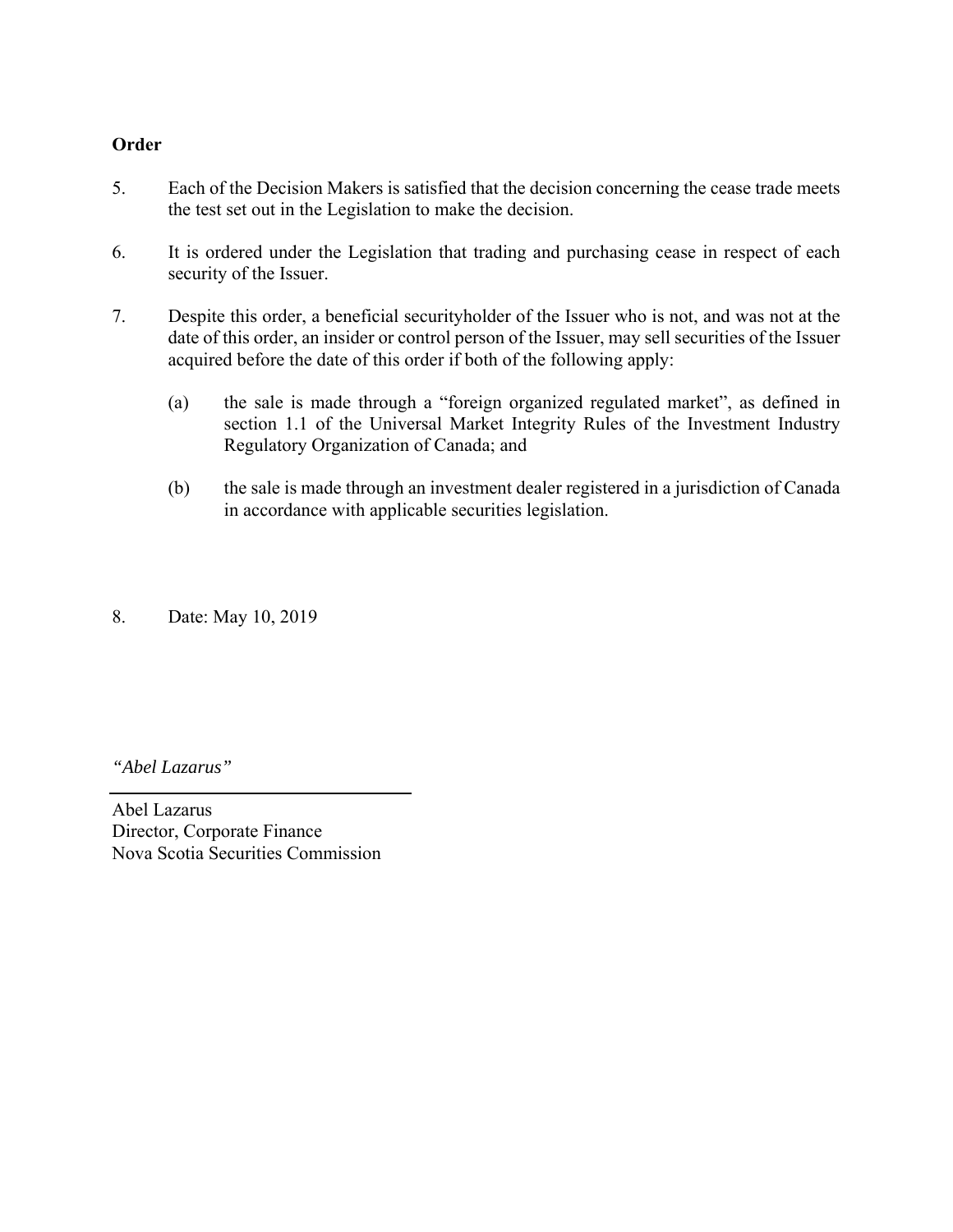**Order**

5. Each of the Decision Makers is satisfied that the decision concerning the cease trade meets the test set out in the Legislation to make the decision.

6. It is ordered under the Legislation that trading and purchasing cease in respect of each security of the Issuer.

7. Despite this order, a beneficial securityholder of the Issuer who is not, and was not at the date of this order, an insider or control person of the Issuer, may sell securities of the Issuer acquired before the date of this order if both of the following apply:

   (a) the sale is made through a "foreign organized regulated market", as defined in section 1.1 of the Universal Market Integrity Rules of the Investment Industry Regulatory Organization of Canada; and

   (b) the sale is made through an investment dealer registered in a jurisdiction of Canada in accordance with applicable securities legislation.

8. Date: May 10, 2019

*"Abel Lazarus"*

Abel Lazarus
Director, Corporate Finance
Nova Scotia Securities Commission